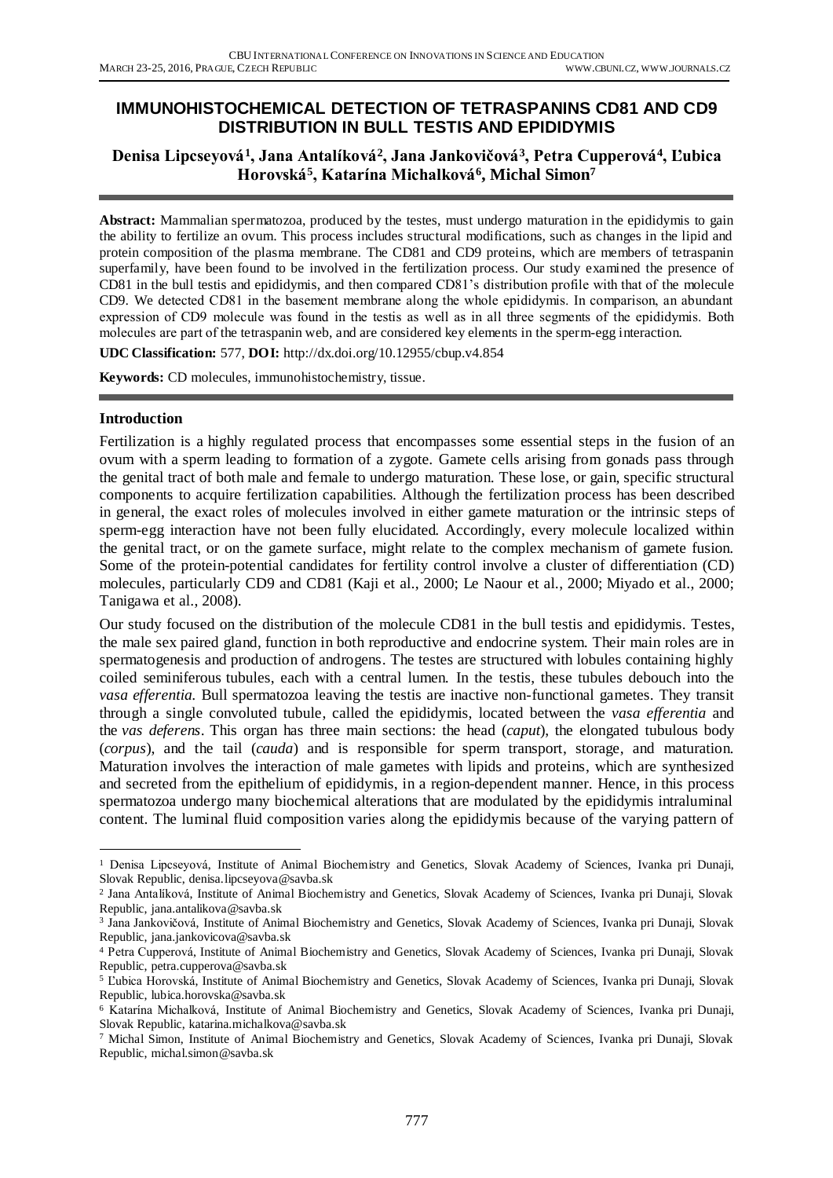# IMMUNOHISTOCHEMICAL DETECTION OF TETRASPANINS CD81 AND CD9 DISTRIBUTION IN BULL TESTIS AND EPIDIDYMIS

**Denisa Lipcseyová[1], Jana Antalíková[2], Jana Jankovičová[3], Petra Cupperová[4], Ľubica Horovská[5], Katarína Michalková[6], Michal Simon[7]**

**Abstract:** Mammalian spermatozoa, produced by the testes, must undergo maturation in the epididymis to gain the ability to fertilize an ovum. This process includes structural modifications, such as changes in the lipid and protein composition of the plasma membrane. The CD81 and CD9 proteins, which are members of tetraspanin superfamily, have been found to be involved in the fertilization process. Our study examined the presence of CD81 in the bull testis and epididymis, and then compared CD81's distribution profile with that of the molecule CD9. We detected CD81 in the basement membrane along the whole epididymis. In comparison, an abundant expression of CD9 molecule was found in the testis as well as in all three segments of the epididymis. Both molecules are part of the tetraspanin web, and are considered key elements in the sperm-egg interaction.

**UDC Classification:** 577, **DOI:** http://dx.doi.org/10.12955/cbup.v4.854

**Keywords:** CD molecules, immunohistochemistry, tissue.

## Introduction

Fertilization is a highly regulated process that encompasses some essential steps in the fusion of an ovum with a sperm leading to formation of a zygote. Gamete cells arising from gonads pass through the genital tract of both male and female to undergo maturation. These lose, or gain, specific structural components to acquire fertilization capabilities. Although the fertilization process has been described in general, the exact roles of molecules involved in either gamete maturation or the intrinsic steps of sperm-egg interaction have not been fully elucidated. Accordingly, every molecule localized within the genital tract, or on the gamete surface, might relate to the complex mechanism of gamete fusion. Some of the protein-potential candidates for fertility control involve a cluster of differentiation (CD) molecules, particularly CD9 and CD81 (Kaji et al., 2000; Le Naour et al., 2000; Miyado et al., 2000; Tanigawa et al., 2008).

Our study focused on the distribution of the molecule CD81 in the bull testis and epididymis. Testes, the male sex paired gland, function in both reproductive and endocrine system. Their main roles are in spermatogenesis and production of androgens. The testes are structured with lobules containing highly coiled seminiferous tubules, each with a central lumen. In the testis, these tubules debouch into the *vasa efferentia.* Bull spermatozoa leaving the testis are inactive non-functional gametes. They transit through a single convoluted tubule, called the epididymis, located between the *vasa efferentia* and the *vas deferens*. This organ has three main sections: the head (*caput*), the elongated tubulous body (*corpus*), and the tail (*cauda*) and is responsible for sperm transport, storage, and maturation. Maturation involves the interaction of male gametes with lipids and proteins, which are synthesized and secreted from the epithelium of epididymis, in a region-dependent manner. Hence, in this process spermatozoa undergo many biochemical alterations that are modulated by the epididymis intraluminal content. The luminal fluid composition varies along the epididymis because of the varying pattern of

---

[1] Denisa Lipcseyová, Institute of Animal Biochemistry and Genetics, Slovak Academy of Sciences, Ivanka pri Dunaji, Slovak Republic, denisa.lipcseyova@savba.sk

[2] Jana Antalíková, Institute of Animal Biochemistry and Genetics, Slovak Academy of Sciences, Ivanka pri Dunaji, Slovak Republic, jana.antalikova@savba.sk

[3] Jana Jankovičová, Institute of Animal Biochemistry and Genetics, Slovak Academy of Sciences, Ivanka pri Dunaji, Slovak Republic, jana.jankovicova@savba.sk

[4] Petra Cupperová, Institute of Animal Biochemistry and Genetics, Slovak Academy of Sciences, Ivanka pri Dunaji, Slovak Republic, petra.cupperova@savba.sk

[5] Ľubica Horovská, Institute of Animal Biochemistry and Genetics, Slovak Academy of Sciences, Ivanka pri Dunaji, Slovak Republic, lubica.horovska@savba.sk

[6] Katarína Michalková, Institute of Animal Biochemistry and Genetics, Slovak Academy of Sciences, Ivanka pri Dunaji, Slovak Republic, katarina.michalkova@savba.sk

[7] Michal Simon, Institute of Animal Biochemistry and Genetics, Slovak Academy of Sciences, Ivanka pri Dunaji, Slovak Republic, michal.simon@savba.sk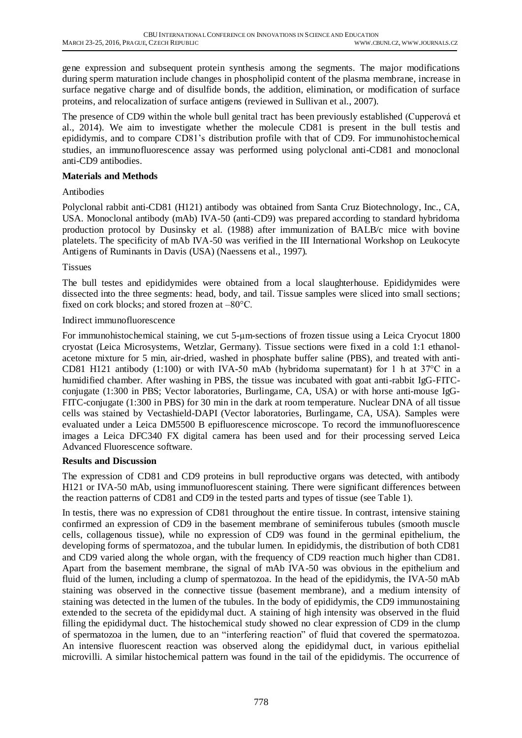gene expression and subsequent protein synthesis among the segments. The major modifications during sperm maturation include changes in phospholipid content of the plasma membrane, increase in surface negative charge and of disulfide bonds, the addition, elimination, or modification of surface proteins, and relocalization of surface antigens (reviewed in Sullivan et al., 2007).

The presence of CD9 within the whole bull genital tract has been previously established (Cupperová et al., 2014). We aim to investigate whether the molecule CD81 is present in the bull testis and epididymis, and to compare CD81's distribution profile with that of CD9. For immunohistochemical studies, an immunofluorescence assay was performed using polyclonal anti-CD81 and monoclonal anti-CD9 antibodies.

## Materials and Methods

### Antibodies

Polyclonal rabbit anti-CD81 (H121) antibody was obtained from Santa Cruz Biotechnology, Inc., CA, USA. Monoclonal antibody (mAb) IVA-50 (anti-CD9) was prepared according to standard hybridoma production protocol by Dusinsky et al. (1988) after immunization of BALB/c mice with bovine platelets. The specificity of mAb IVA-50 was verified in the III International Workshop on Leukocyte Antigens of Ruminants in Davis (USA) (Naessens et al., 1997).

### Tissues

The bull testes and epididymides were obtained from a local slaughterhouse. Epididymides were dissected into the three segments: head, body, and tail. Tissue samples were sliced into small sections; fixed on cork blocks; and stored frozen at –80°C.

### Indirect immunofluorescence

For immunohistochemical staining, we cut 5-µm-sections of frozen tissue using a Leica Cryocut 1800 cryostat (Leica Microsystems, Wetzlar, Germany). Tissue sections were fixed in a cold 1:1 ethanol-acetone mixture for 5 min, air-dried, washed in phosphate buffer saline (PBS), and treated with anti-CD81 H121 antibody (1:100) or with IVA-50 mAb (hybridoma supernatant) for 1 h at 37°C in a humidified chamber. After washing in PBS, the tissue was incubated with goat anti-rabbit IgG-FITC-conjugate (1:300 in PBS; Vector laboratories, Burlingame, CA, USA) or with horse anti-mouse IgG-FITC-conjugate (1:300 in PBS) for 30 min in the dark at room temperature. Nuclear DNA of all tissue cells was stained by Vectashield-DAPI (Vector laboratories, Burlingame, CA, USA). Samples were evaluated under a Leica DM5500 B epifluorescence microscope. To record the immunofluorescence images a Leica DFC340 FX digital camera has been used and for their processing served Leica Advanced Fluorescence software.

## Results and Discussion

The expression of CD81 and CD9 proteins in bull reproductive organs was detected, with antibody H121 or IVA-50 mAb, using immunofluorescent staining. There were significant differences between the reaction patterns of CD81 and CD9 in the tested parts and types of tissue (see Table 1).

In testis, there was no expression of CD81 throughout the entire tissue. In contrast, intensive staining confirmed an expression of CD9 in the basement membrane of seminiferous tubules (smooth muscle cells, collagenous tissue), while no expression of CD9 was found in the germinal epithelium, the developing forms of spermatozoa, and the tubular lumen. In epididymis, the distribution of both CD81 and CD9 varied along the whole organ, with the frequency of CD9 reaction much higher than CD81. Apart from the basement membrane, the signal of mAb IVA-50 was obvious in the epithelium and fluid of the lumen, including a clump of spermatozoa. In the head of the epididymis, the IVA-50 mAb staining was observed in the connective tissue (basement membrane), and a medium intensity of staining was detected in the lumen of the tubules. In the body of epididymis, the CD9 immunostaining extended to the secreta of the epididymal duct. A staining of high intensity was observed in the fluid filling the epididymal duct. The histochemical study showed no clear expression of CD9 in the clump of spermatozoa in the lumen, due to an "interfering reaction" of fluid that covered the spermatozoa. An intensive fluorescent reaction was observed along the epididymal duct, in various epithelial microvilli. A similar histochemical pattern was found in the tail of the epididymis. The occurrence of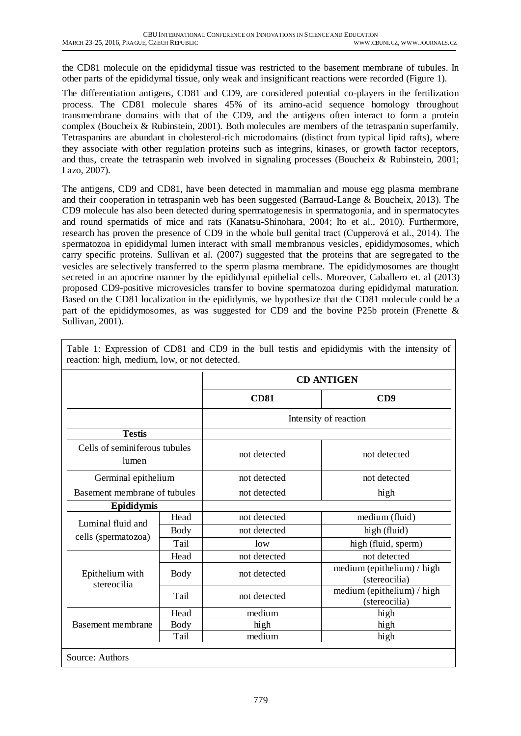the CD81 molecule on the epididymal tissue was restricted to the basement membrane of tubules. In other parts of the epididymal tissue, only weak and insignificant reactions were recorded (Figure 1).

The differentiation antigens, CD81 and CD9, are considered potential co-players in the fertilization process. The CD81 molecule shares 45% of its amino-acid sequence homology throughout transmembrane domains with that of the CD9, and the antigens often interact to form a protein complex (Boucheix & Rubinstein, 2001). Both molecules are members of the tetraspanin superfamily. Tetraspanins are abundant in cholesterol-rich microdomains (distinct from typical lipid rafts), where they associate with other regulation proteins such as integrins, kinases, or growth factor receptors, and thus, create the tetraspanin web involved in signaling processes (Boucheix & Rubinstein, 2001; Lazo, 2007).

The antigens, CD9 and CD81, have been detected in mammalian and mouse egg plasma membrane and their cooperation in tetraspanin web has been suggested (Barraud-Lange & Boucheix, 2013). The CD9 molecule has also been detected during spermatogenesis in spermatogonia, and in spermatocytes and round spermatids of mice and rats (Kanatsu-Shinohara, 2004; Ito et al., 2010). Furthermore, research has proven the presence of CD9 in the whole bull genital tract (Cupperová et al., 2014). The spermatozoa in epididymal lumen interact with small membranous vesicles, epididymosomes, which carry specific proteins. Sullivan et al. (2007) suggested that the proteins that are segregated to the vesicles are selectively transferred to the sperm plasma membrane. The epididymosomes are thought secreted in an apocrine manner by the epididymal epithelial cells. Moreover, Caballero et. al (2013) proposed CD9-positive microvesicles transfer to bovine spermatozoa during epididymal maturation. Based on the CD81 localization in the epididymis, we hypothesize that the CD81 molecule could be a part of the epididymosomes, as was suggested for CD9 and the bovine P25b protein (Frenette & Sullivan, 2001).

Table 1: Expression of CD81 and CD9 in the bull testis and epididymis with the intensity of reaction: high, medium, low, or not detected.

| | | **CD ANTIGEN** | |
|---|---|---|---|
| | | **CD81** | **CD9** |
| | | Intensity of reaction | |
| **Testis** | | | |
| Cells of seminiferous tubules lumen | | not detected | not detected |
| Germinal epithelium | | not detected | not detected |
| Basement membrane of tubules | | not detected | high |
| **Epididymis** | | | |
| Luminal fluid and cells (spermatozoa) | Head | not detected | medium (fluid) |
| | Body | not detected | high (fluid) |
| | Tail | low | high (fluid, sperm) |
| Epithelium with stereocilia | Head | not detected | not detected |
| | Body | not detected | medium (epithelium) / high (stereocilia) |
| | Tail | not detected | medium (epithelium) / high (stereocilia) |
| Basement membrane | Head | medium | high |
| | Body | high | high |
| | Tail | medium | high |

Source: Authors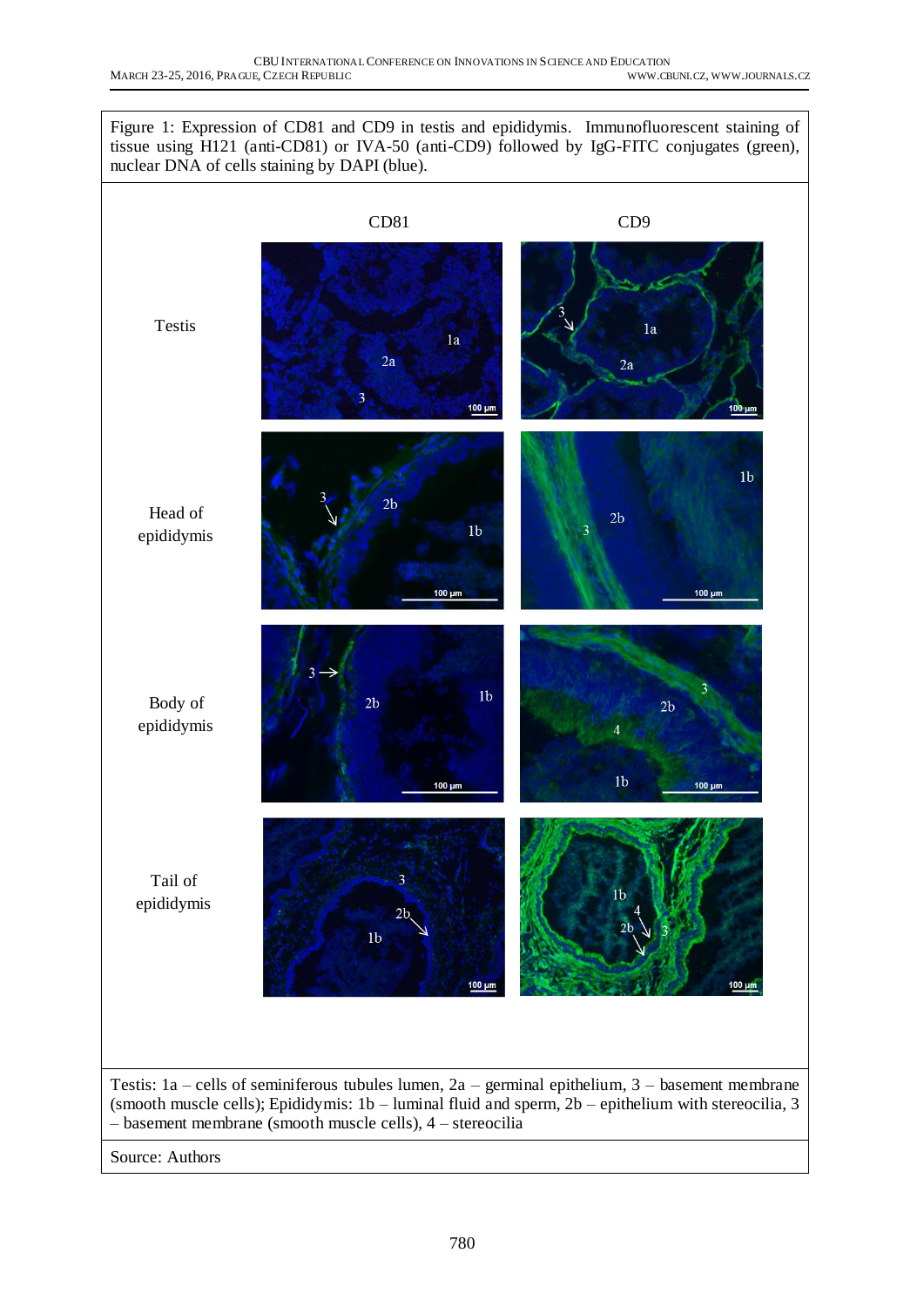Figure 1: Expression of CD81 and CD9 in testis and epididymis. Immunofluorescent staining of tissue using H121 (anti-CD81) or IVA-50 (anti-CD9) followed by IgG-FITC conjugates (green), nuclear DNA of cells staining by DAPI (blue).

CD81

CD9

Testis

Head of epididymis

Body of epididymis

Tail of epididymis

Testis: 1a – cells of seminiferous tubules lumen, 2a – germinal epithelium, 3 – basement membrane (smooth muscle cells); Epididymis: 1b – luminal fluid and sperm, 2b – epithelium with stereocilia, 3 – basement membrane (smooth muscle cells), 4 – stereocilia

Source: Authors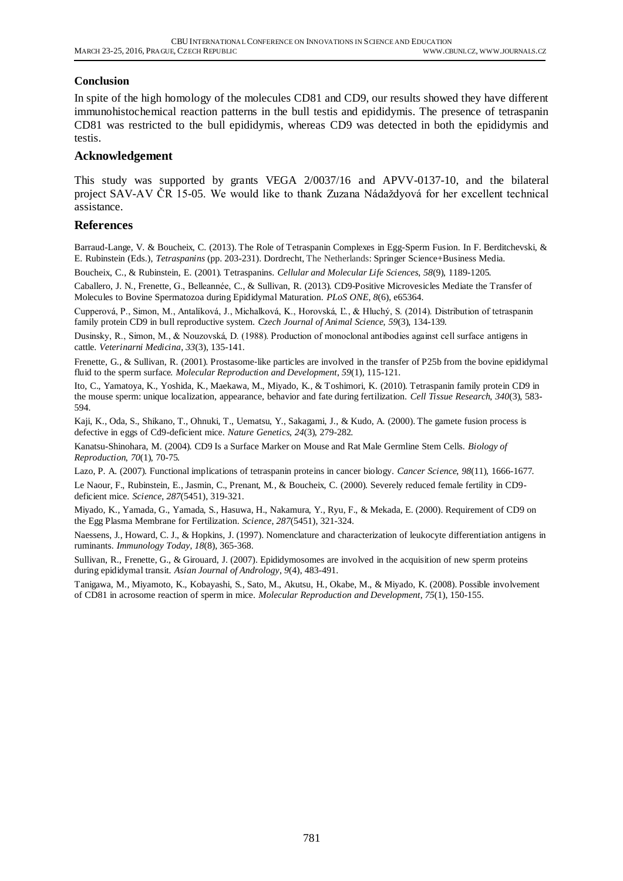## Conclusion

In spite of the high homology of the molecules CD81 and CD9, our results showed they have different immunohistochemical reaction patterns in the bull testis and epididymis. The presence of tetraspanin CD81 was restricted to the bull epididymis, whereas CD9 was detected in both the epididymis and testis.

## Acknowledgement

This study was supported by grants VEGA 2/0037/16 and APVV-0137-10, and the bilateral project SAV-AV ČR 15-05. We would like to thank Zuzana Nádaždyová for her excellent technical assistance.

## References

Barraud-Lange, V. & Boucheix, C. (2013). The Role of Tetraspanin Complexes in Egg-Sperm Fusion. In F. Berditchevski, & E. Rubinstein (Eds.), *Tetraspanins* (pp. 203-231). Dordrecht, The Netherlands: Springer Science+Business Media.

Boucheix, C., & Rubinstein, E. (2001). Tetraspanins. *Cellular and Molecular Life Sciences*, *58*(9), 1189-1205.

Caballero, J. N., Frenette, G., Belleannée, C., & Sullivan, R. (2013). CD9-Positive Microvesicles Mediate the Transfer of Molecules to Bovine Spermatozoa during Epididymal Maturation. *PLoS ONE*, *8*(6), e65364.

Cupperová, P., Simon, M., Antalíková, J., Michalková, K., Horovská, Ľ., & Hluchý, S. (2014). Distribution of tetraspanin family protein CD9 in bull reproductive system. *Czech Journal of Animal Science*, *59*(3), 134-139.

Dusinsky, R., Simon, M., & Nouzovská, D. (1988). Production of monoclonal antibodies against cell surface antigens in cattle. *Veterinarni Medicina*, *33*(3), 135-141.

Frenette, G., & Sullivan, R. (2001). Prostasome-like particles are involved in the transfer of P25b from the bovine epididymal fluid to the sperm surface. *Molecular Reproduction and Development*, *59*(1), 115-121.

Ito, C., Yamatoya, K., Yoshida, K., Maekawa, M., Miyado, K., & Toshimori, K. (2010). Tetraspanin family protein CD9 in the mouse sperm: unique localization, appearance, behavior and fate during fertilization. *Cell Tissue Research*, *340*(3), 583-594.

Kaji, K., Oda, S., Shikano, T., Ohnuki, T., Uematsu, Y., Sakagami, J., & Kudo, A. (2000). The gamete fusion process is defective in eggs of Cd9-deficient mice. *Nature Genetics*, *24*(3), 279-282.

Kanatsu-Shinohara, M. (2004). CD9 Is a Surface Marker on Mouse and Rat Male Germline Stem Cells. *Biology of Reproduction*, *70*(1), 70-75.

Lazo, P. A. (2007). Functional implications of tetraspanin proteins in cancer biology. *Cancer Science*, *98*(11), 1666-1677.

Le Naour, F., Rubinstein, E., Jasmin, C., Prenant, M., & Boucheix, C. (2000). Severely reduced female fertility in CD9-deficient mice. *Science*, *287*(5451), 319-321.

Miyado, K., Yamada, G., Yamada, S., Hasuwa, H., Nakamura, Y., Ryu, F., & Mekada, E. (2000). Requirement of CD9 on the Egg Plasma Membrane for Fertilization. *Science*, *287*(5451), 321-324.

Naessens, J., Howard, C. J., & Hopkins, J. (1997). Nomenclature and characterization of leukocyte differentiation antigens in ruminants. *Immunology Today*, *18*(8), 365-368.

Sullivan, R., Frenette, G., & Girouard, J. (2007). Epididymosomes are involved in the acquisition of new sperm proteins during epididymal transit. *Asian Journal of Andrology*, *9*(4), 483-491.

Tanigawa, M., Miyamoto, K., Kobayashi, S., Sato, M., Akutsu, H., Okabe, M., & Miyado, K. (2008). Possible involvement of CD81 in acrosome reaction of sperm in mice. *Molecular Reproduction and Development*, *75*(1), 150-155.